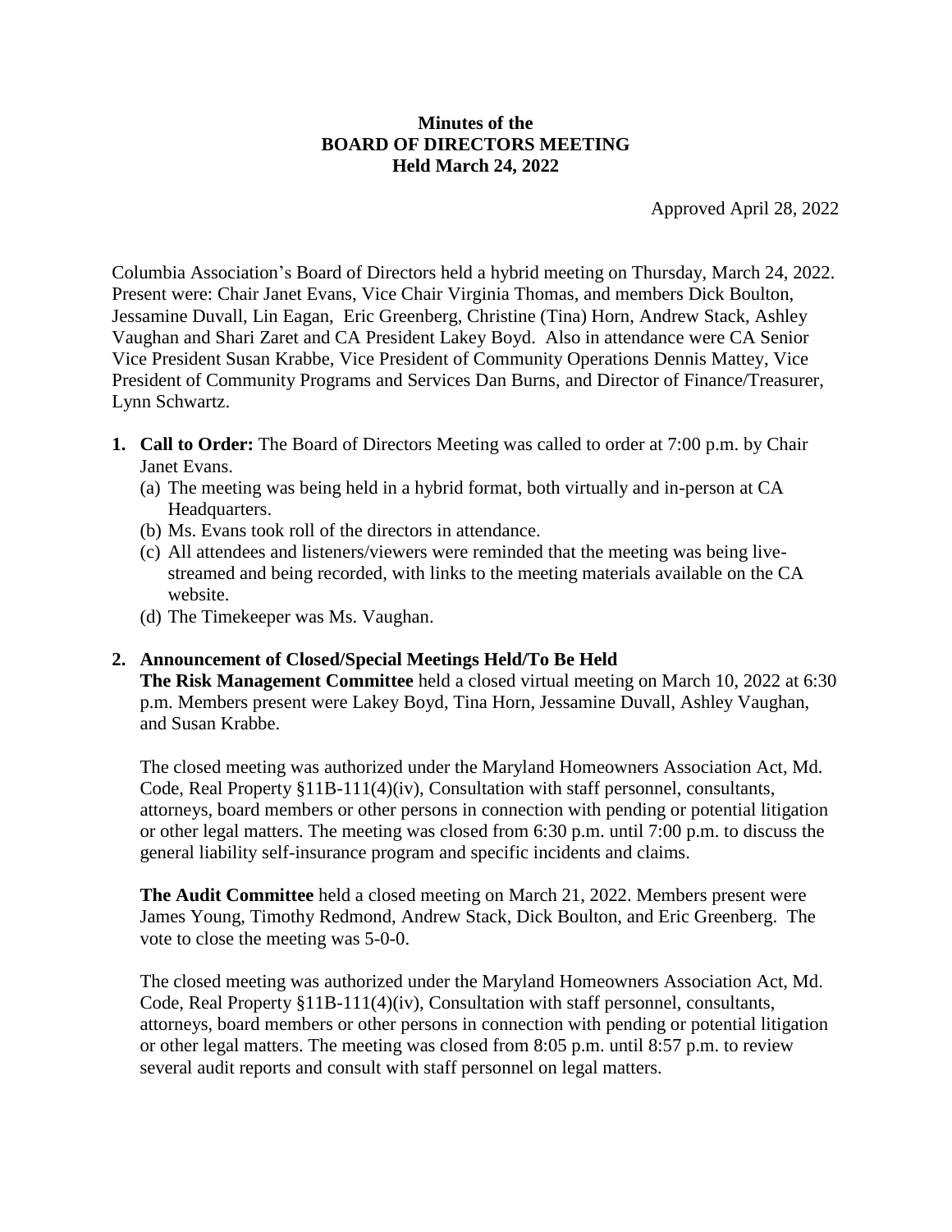**Minutes of the**
**BOARD OF DIRECTORS MEETING**
**Held March 24, 2022**

Approved April 28, 2022

Columbia Association's Board of Directors held a hybrid meeting on Thursday, March 24, 2022. Present were: Chair Janet Evans, Vice Chair Virginia Thomas, and members Dick Boulton, Jessamine Duvall, Lin Eagan, Eric Greenberg, Christine (Tina) Horn, Andrew Stack, Ashley Vaughan and Shari Zaret and CA President Lakey Boyd. Also in attendance were CA Senior Vice President Susan Krabbe, Vice President of Community Operations Dennis Mattey, Vice President of Community Programs and Services Dan Burns, and Director of Finance/Treasurer, Lynn Schwartz.

1. **Call to Order:** The Board of Directors Meeting was called to order at 7:00 p.m. by Chair Janet Evans.
   (a) The meeting was being held in a hybrid format, both virtually and in-person at CA Headquarters.
   (b) Ms. Evans took roll of the directors in attendance.
   (c) All attendees and listeners/viewers were reminded that the meeting was being live-streamed and being recorded, with links to the meeting materials available on the CA website.
   (d) The Timekeeper was Ms. Vaughan.

2. **Announcement of Closed/Special Meetings Held/To Be Held**
   **The Risk Management Committee** held a closed virtual meeting on March 10, 2022 at 6:30 p.m. Members present were Lakey Boyd, Tina Horn, Jessamine Duvall, Ashley Vaughan, and Susan Krabbe.

   The closed meeting was authorized under the Maryland Homeowners Association Act, Md. Code, Real Property §11B-111(4)(iv), Consultation with staff personnel, consultants, attorneys, board members or other persons in connection with pending or potential litigation or other legal matters. The meeting was closed from 6:30 p.m. until 7:00 p.m. to discuss the general liability self-insurance program and specific incidents and claims.

   **The Audit Committee** held a closed meeting on March 21, 2022. Members present were James Young, Timothy Redmond, Andrew Stack, Dick Boulton, and Eric Greenberg. The vote to close the meeting was 5-0-0.

   The closed meeting was authorized under the Maryland Homeowners Association Act, Md. Code, Real Property §11B-111(4)(iv), Consultation with staff personnel, consultants, attorneys, board members or other persons in connection with pending or potential litigation or other legal matters. The meeting was closed from 8:05 p.m. until 8:57 p.m. to review several audit reports and consult with staff personnel on legal matters.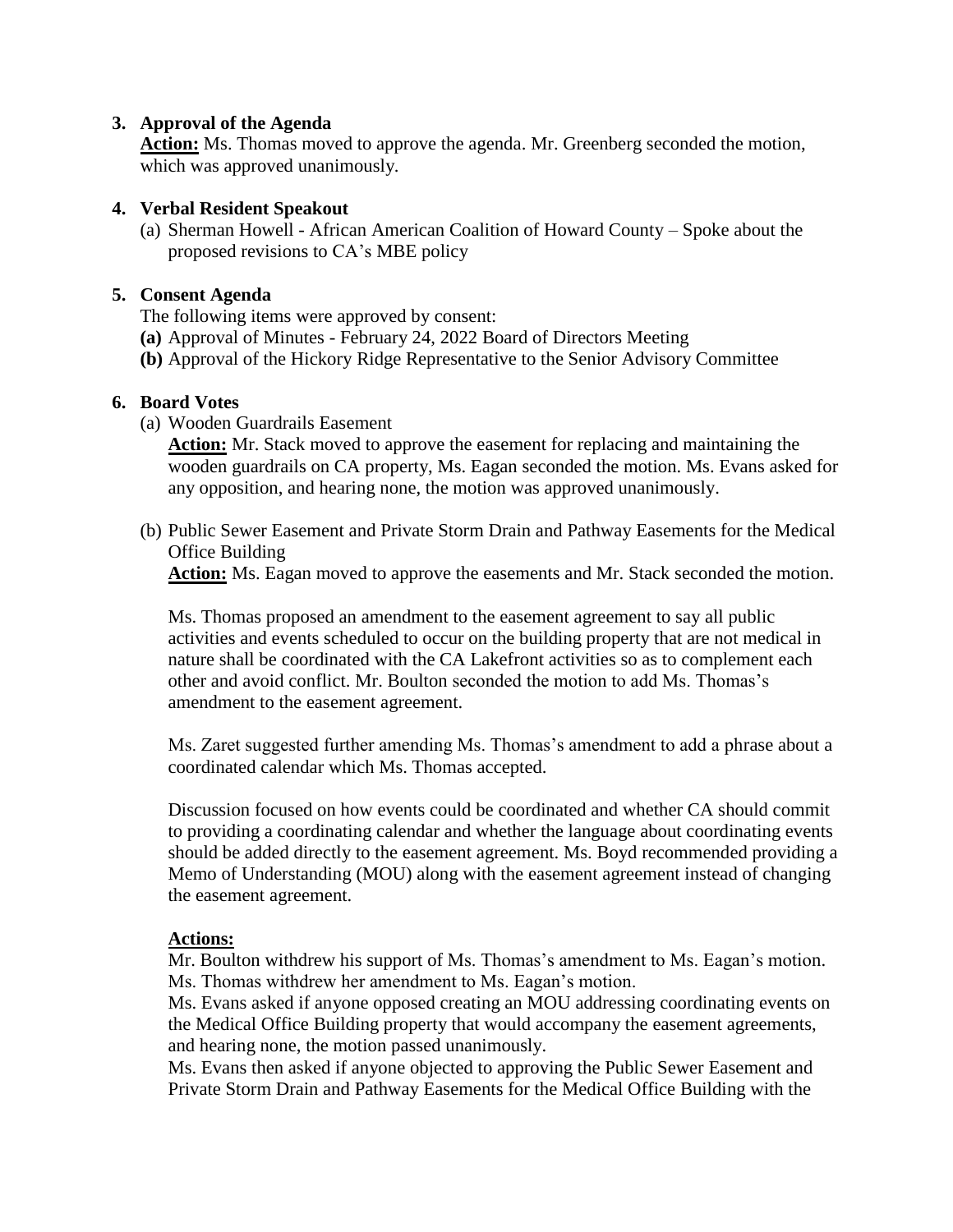3. **Approval of the Agenda**

   **Action:** Ms. Thomas moved to approve the agenda. Mr. Greenberg seconded the motion, which was approved unanimously.

4. **Verbal Resident Speakout**

   (a) Sherman Howell - African American Coalition of Howard County – Spoke about the proposed revisions to CA's MBE policy

5. **Consent Agenda**

   The following items were approved by consent:

   **(a)** Approval of Minutes - February 24, 2022 Board of Directors Meeting

   **(b)** Approval of the Hickory Ridge Representative to the Senior Advisory Committee

6. **Board Votes**

   (a) Wooden Guardrails Easement

   **Action:** Mr. Stack moved to approve the easement for replacing and maintaining the wooden guardrails on CA property, Ms. Eagan seconded the motion. Ms. Evans asked for any opposition, and hearing none, the motion was approved unanimously.

   (b) Public Sewer Easement and Private Storm Drain and Pathway Easements for the Medical Office Building

   **Action:** Ms. Eagan moved to approve the easements and Mr. Stack seconded the motion.

   Ms. Thomas proposed an amendment to the easement agreement to say all public activities and events scheduled to occur on the building property that are not medical in nature shall be coordinated with the CA Lakefront activities so as to complement each other and avoid conflict. Mr. Boulton seconded the motion to add Ms. Thomas's amendment to the easement agreement.

   Ms. Zaret suggested further amending Ms. Thomas's amendment to add a phrase about a coordinated calendar which Ms. Thomas accepted.

   Discussion focused on how events could be coordinated and whether CA should commit to providing a coordinating calendar and whether the language about coordinating events should be added directly to the easement agreement. Ms. Boyd recommended providing a Memo of Understanding (MOU) along with the easement agreement instead of changing the easement agreement.

   **Actions:**

   Mr. Boulton withdrew his support of Ms. Thomas's amendment to Ms. Eagan's motion.
   Ms. Thomas withdrew her amendment to Ms. Eagan's motion.
   Ms. Evans asked if anyone opposed creating an MOU addressing coordinating events on the Medical Office Building property that would accompany the easement agreements, and hearing none, the motion passed unanimously.
   Ms. Evans then asked if anyone objected to approving the Public Sewer Easement and Private Storm Drain and Pathway Easements for the Medical Office Building with the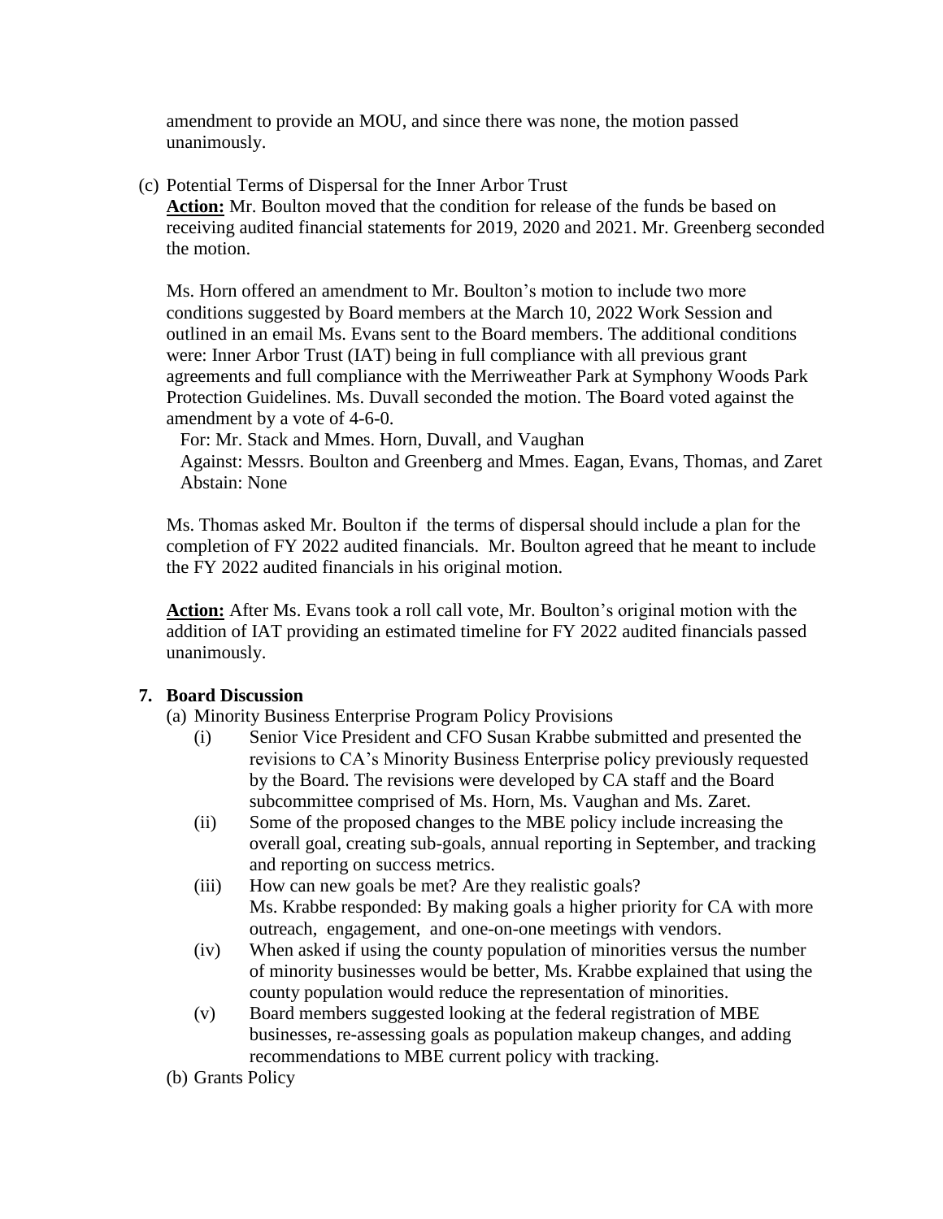amendment to provide an MOU, and since there was none, the motion passed unanimously.

(c) Potential Terms of Dispersal for the Inner Arbor Trust

**Action:** Mr. Boulton moved that the condition for release of the funds be based on receiving audited financial statements for 2019, 2020 and 2021. Mr. Greenberg seconded the motion.

Ms. Horn offered an amendment to Mr. Boulton's motion to include two more conditions suggested by Board members at the March 10, 2022 Work Session and outlined in an email Ms. Evans sent to the Board members. The additional conditions were: Inner Arbor Trust (IAT) being in full compliance with all previous grant agreements and full compliance with the Merriweather Park at Symphony Woods Park Protection Guidelines. Ms. Duvall seconded the motion. The Board voted against the amendment by a vote of 4-6-0.

For: Mr. Stack and Mmes. Horn, Duvall, and Vaughan
Against: Messrs. Boulton and Greenberg and Mmes. Eagan, Evans, Thomas, and Zaret
Abstain: None

Ms. Thomas asked Mr. Boulton if the terms of dispersal should include a plan for the completion of FY 2022 audited financials. Mr. Boulton agreed that he meant to include the FY 2022 audited financials in his original motion.

**Action:** After Ms. Evans took a roll call vote, Mr. Boulton's original motion with the addition of IAT providing an estimated timeline for FY 2022 audited financials passed unanimously.

**7. Board Discussion**

(a) Minority Business Enterprise Program Policy Provisions

(i) Senior Vice President and CFO Susan Krabbe submitted and presented the revisions to CA's Minority Business Enterprise policy previously requested by the Board. The revisions were developed by CA staff and the Board subcommittee comprised of Ms. Horn, Ms. Vaughan and Ms. Zaret.

(ii) Some of the proposed changes to the MBE policy include increasing the overall goal, creating sub-goals, annual reporting in September, and tracking and reporting on success metrics.

(iii) How can new goals be met? Are they realistic goals?
Ms. Krabbe responded: By making goals a higher priority for CA with more outreach, engagement, and one-on-one meetings with vendors.

(iv) When asked if using the county population of minorities versus the number of minority businesses would be better, Ms. Krabbe explained that using the county population would reduce the representation of minorities.

(v) Board members suggested looking at the federal registration of MBE businesses, re-assessing goals as population makeup changes, and adding recommendations to MBE current policy with tracking.

(b) Grants Policy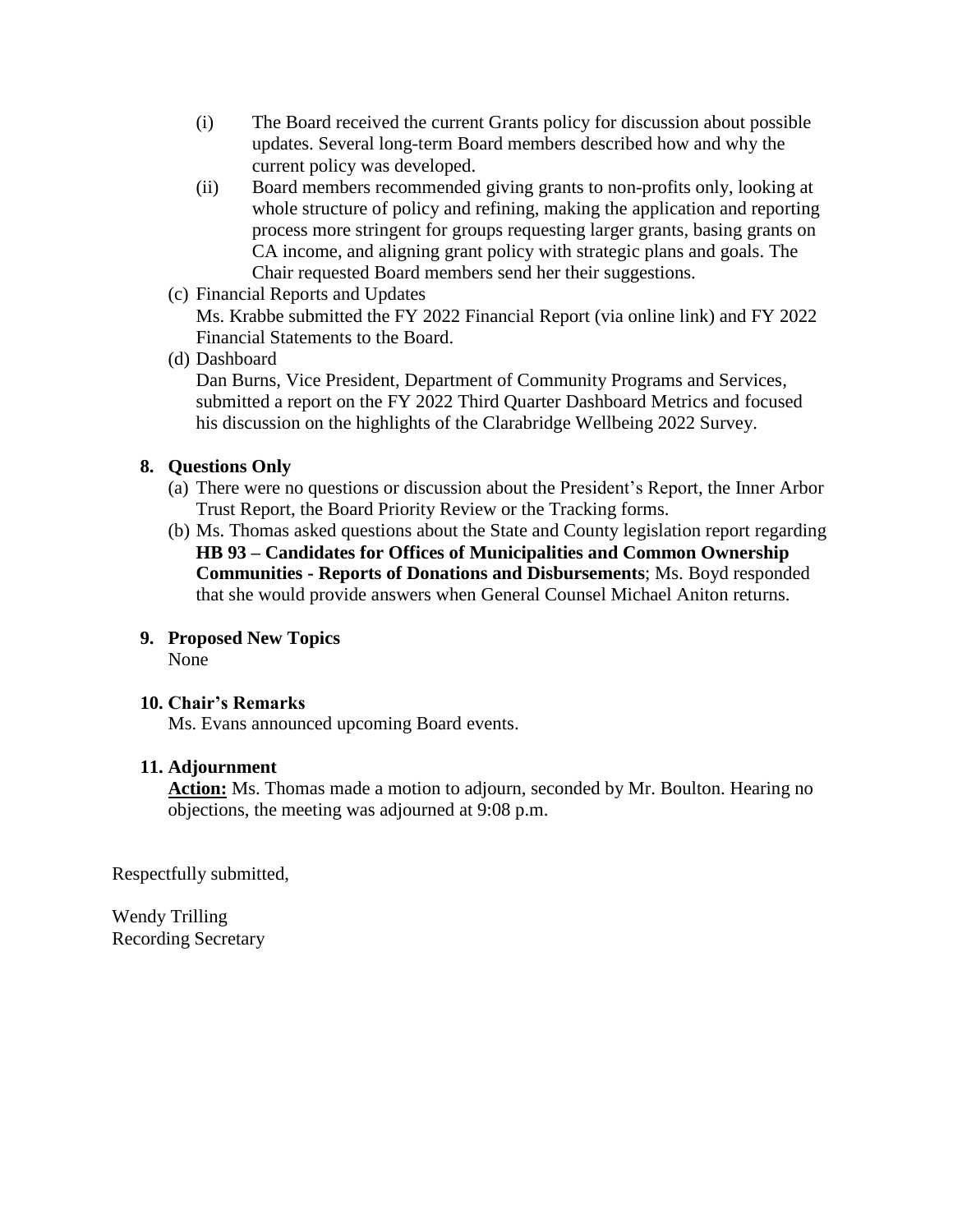(i) The Board received the current Grants policy for discussion about possible updates. Several long-term Board members described how and why the current policy was developed.

(ii) Board members recommended giving grants to non-profits only, looking at whole structure of policy and refining, making the application and reporting process more stringent for groups requesting larger grants, basing grants on CA income, and aligning grant policy with strategic plans and goals. The Chair requested Board members send her their suggestions.

(c) Financial Reports and Updates
Ms. Krabbe submitted the FY 2022 Financial Report (via online link) and FY 2022 Financial Statements to the Board.

(d) Dashboard
Dan Burns, Vice President, Department of Community Programs and Services, submitted a report on the FY 2022 Third Quarter Dashboard Metrics and focused his discussion on the highlights of the Clarabridge Wellbeing 2022 Survey.

**8. Questions Only**

(a) There were no questions or discussion about the President's Report, the Inner Arbor Trust Report, the Board Priority Review or the Tracking forms.

(b) Ms. Thomas asked questions about the State and County legislation report regarding **HB 93 – Candidates for Offices of Municipalities and Common Ownership Communities - Reports of Donations and Disbursements**; Ms. Boyd responded that she would provide answers when General Counsel Michael Aniton returns.

**9. Proposed New Topics**

None

**10. Chair's Remarks**

Ms. Evans announced upcoming Board events.

**11. Adjournment**

**Action:** Ms. Thomas made a motion to adjourn, seconded by Mr. Boulton. Hearing no objections, the meeting was adjourned at 9:08 p.m.

Respectfully submitted,

Wendy Trilling
Recording Secretary